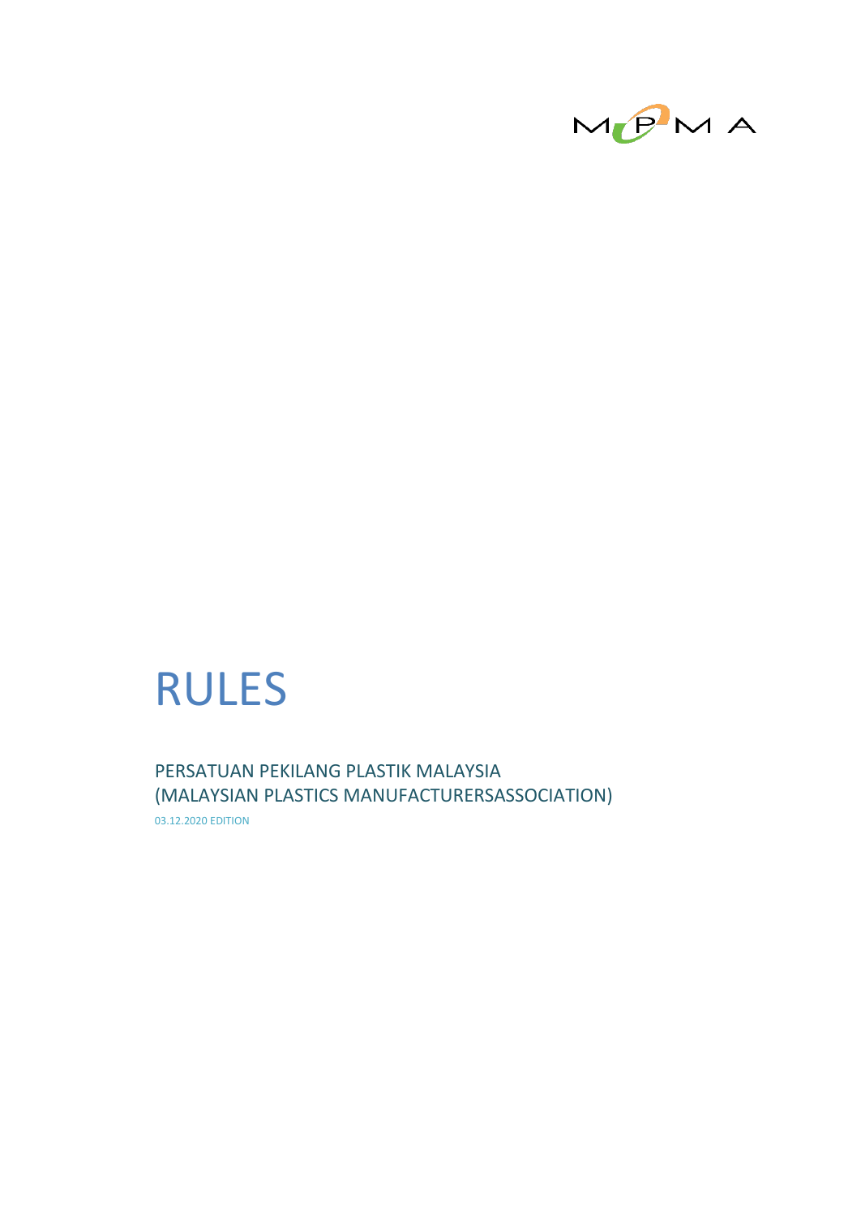MPMA

# RULES

## PERSATUAN PEKILANG PLASTIK MALAYSIA (MALAYSIAN PLASTICS MANUFACTURERSASSOCIATION)

03.12.2020 EDITION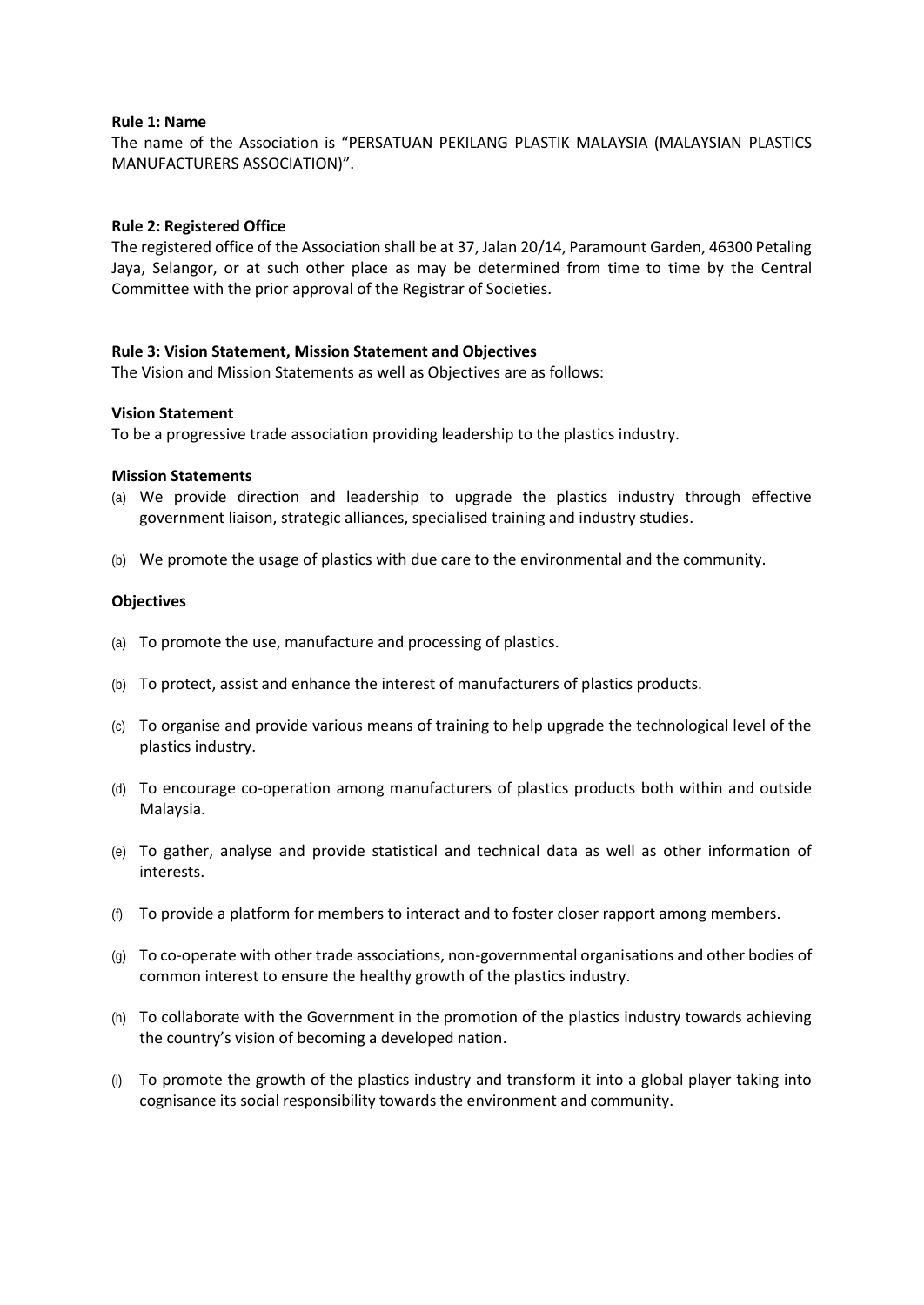**Rule 1: Name**

The name of the Association is "PERSATUAN PEKILANG PLASTIK MALAYSIA (MALAYSIAN PLASTICS MANUFACTURERS ASSOCIATION)".

**Rule 2: Registered Office**

The registered office of the Association shall be at 37, Jalan 20/14, Paramount Garden, 46300 Petaling Jaya, Selangor, or at such other place as may be determined from time to time by the Central Committee with the prior approval of the Registrar of Societies.

**Rule 3: Vision Statement, Mission Statement and Objectives**

The Vision and Mission Statements as well as Objectives are as follows:

**Vision Statement**

To be a progressive trade association providing leadership to the plastics industry.

**Mission Statements**

(a) We provide direction and leadership to upgrade the plastics industry through effective government liaison, strategic alliances, specialised training and industry studies.

(b) We promote the usage of plastics with due care to the environmental and the community.

**Objectives**

(a) To promote the use, manufacture and processing of plastics.

(b) To protect, assist and enhance the interest of manufacturers of plastics products.

(c) To organise and provide various means of training to help upgrade the technological level of the plastics industry.

(d) To encourage co-operation among manufacturers of plastics products both within and outside Malaysia.

(e) To gather, analyse and provide statistical and technical data as well as other information of interests.

(f) To provide a platform for members to interact and to foster closer rapport among members.

(g) To co-operate with other trade associations, non-governmental organisations and other bodies of common interest to ensure the healthy growth of the plastics industry.

(h) To collaborate with the Government in the promotion of the plastics industry towards achieving the country's vision of becoming a developed nation.

(i) To promote the growth of the plastics industry and transform it into a global player taking into cognisance its social responsibility towards the environment and community.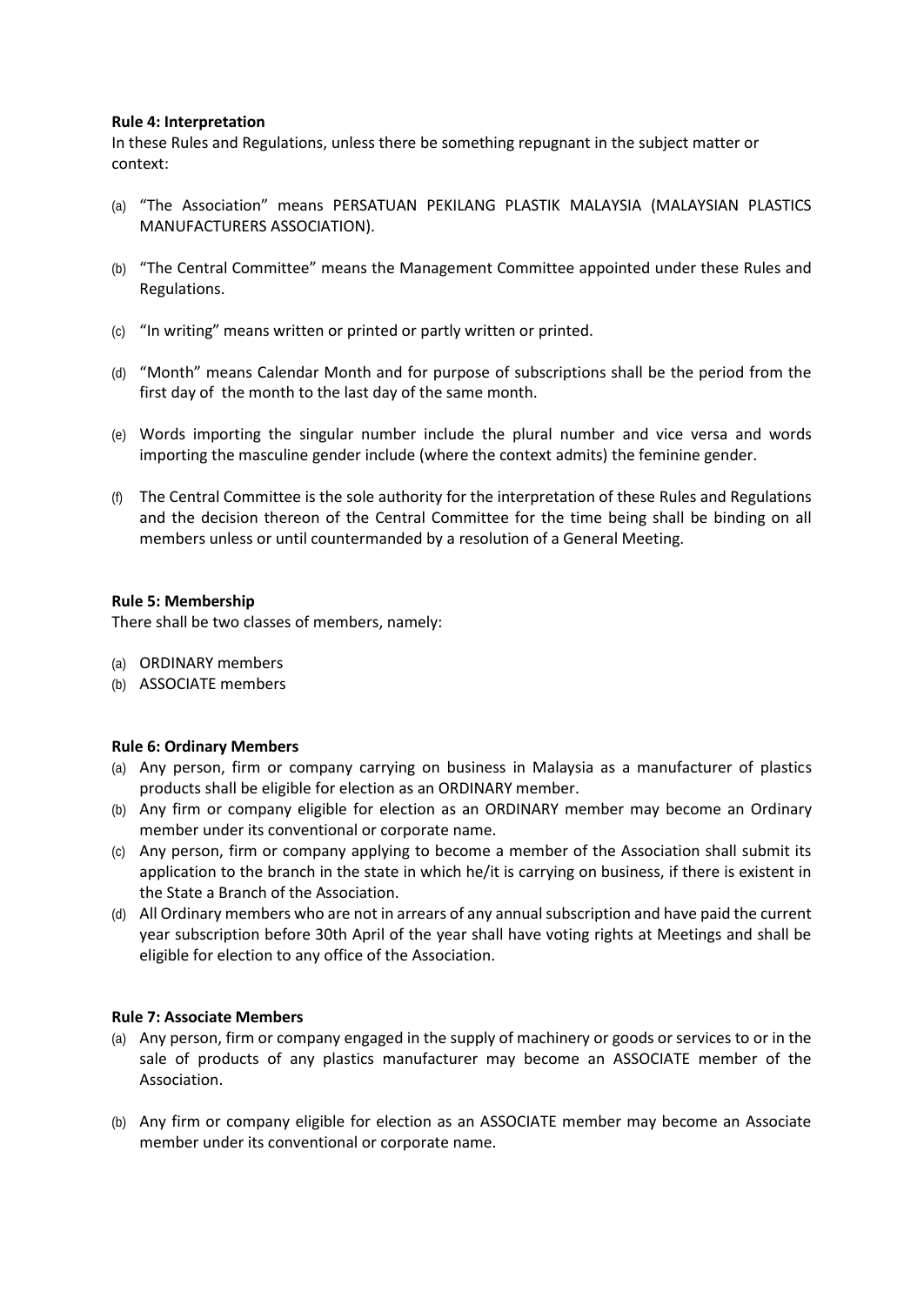**Rule 4: Interpretation**

In these Rules and Regulations, unless there be something repugnant in the subject matter or context:

(a) "The Association" means PERSATUAN PEKILANG PLASTIK MALAYSIA (MALAYSIAN PLASTICS MANUFACTURERS ASSOCIATION).

(b) "The Central Committee" means the Management Committee appointed under these Rules and Regulations.

(c) "In writing" means written or printed or partly written or printed.

(d) "Month" means Calendar Month and for purpose of subscriptions shall be the period from the first day of the month to the last day of the same month.

(e) Words importing the singular number include the plural number and vice versa and words importing the masculine gender include (where the context admits) the feminine gender.

(f) The Central Committee is the sole authority for the interpretation of these Rules and Regulations and the decision thereon of the Central Committee for the time being shall be binding on all members unless or until countermanded by a resolution of a General Meeting.

**Rule 5: Membership**

There shall be two classes of members, namely:

(a) ORDINARY members
(b) ASSOCIATE members

**Rule 6: Ordinary Members**

(a) Any person, firm or company carrying on business in Malaysia as a manufacturer of plastics products shall be eligible for election as an ORDINARY member.
(b) Any firm or company eligible for election as an ORDINARY member may become an Ordinary member under its conventional or corporate name.
(c) Any person, firm or company applying to become a member of the Association shall submit its application to the branch in the state in which he/it is carrying on business, if there is existent in the State a Branch of the Association.
(d) All Ordinary members who are not in arrears of any annual subscription and have paid the current year subscription before 30th April of the year shall have voting rights at Meetings and shall be eligible for election to any office of the Association.

**Rule 7: Associate Members**

(a) Any person, firm or company engaged in the supply of machinery or goods or services to or in the sale of products of any plastics manufacturer may become an ASSOCIATE member of the Association.

(b) Any firm or company eligible for election as an ASSOCIATE member may become an Associate member under its conventional or corporate name.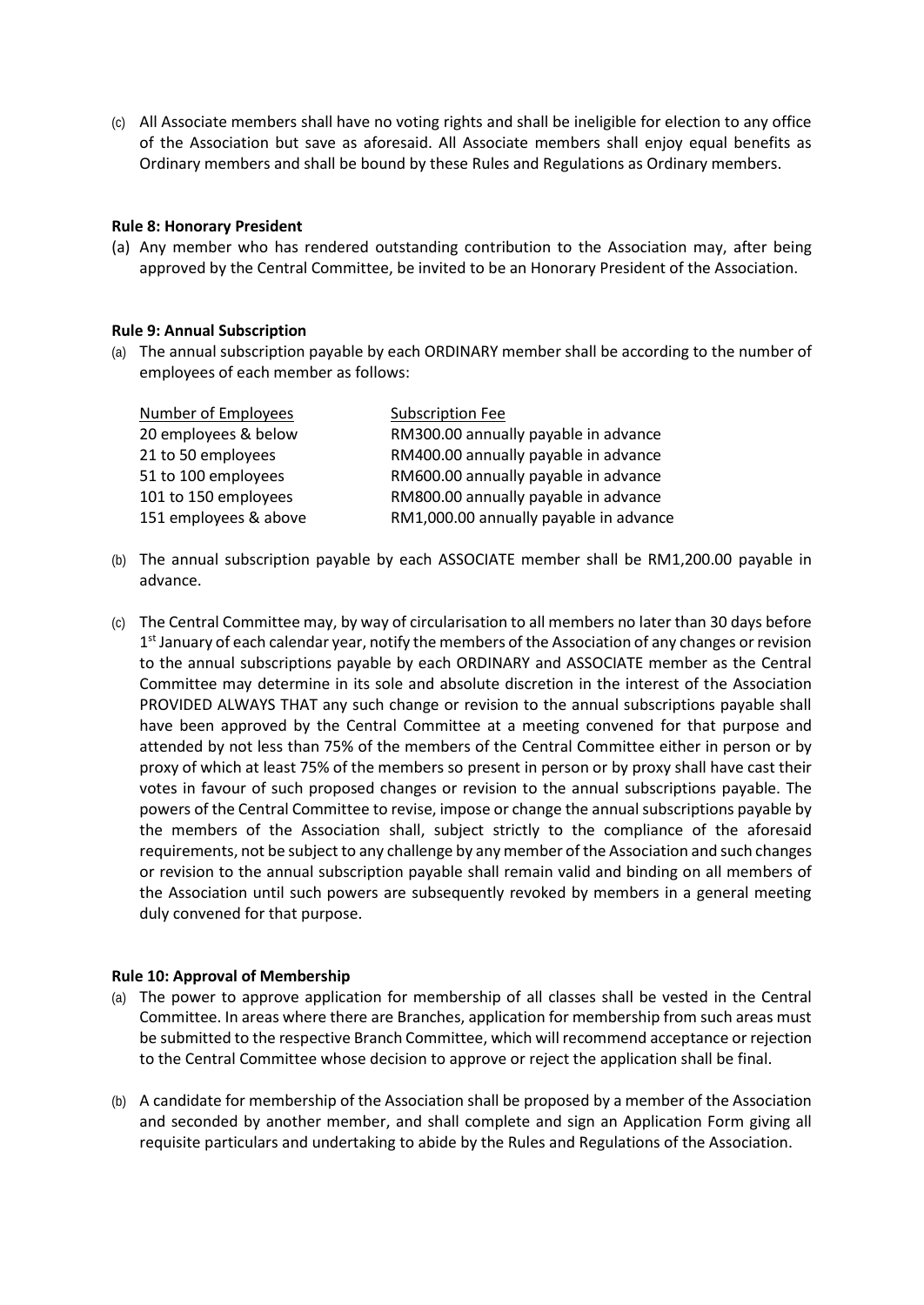(c) All Associate members shall have no voting rights and shall be ineligible for election to any office of the Association but save as aforesaid. All Associate members shall enjoy equal benefits as Ordinary members and shall be bound by these Rules and Regulations as Ordinary members.

**Rule 8: Honorary President**

(a) Any member who has rendered outstanding contribution to the Association may, after being approved by the Central Committee, be invited to be an Honorary President of the Association.

**Rule 9: Annual Subscription**

(a) The annual subscription payable by each ORDINARY member shall be according to the number of employees of each member as follows:

| Number of Employees | Subscription Fee |
|---|---|
| 20 employees & below | RM300.00 annually payable in advance |
| 21 to 50 employees | RM400.00 annually payable in advance |
| 51 to 100 employees | RM600.00 annually payable in advance |
| 101 to 150 employees | RM800.00 annually payable in advance |
| 151 employees & above | RM1,000.00 annually payable in advance |

(b) The annual subscription payable by each ASSOCIATE member shall be RM1,200.00 payable in advance.

(c) The Central Committee may, by way of circularisation to all members no later than 30 days before 1st January of each calendar year, notify the members of the Association of any changes or revision to the annual subscriptions payable by each ORDINARY and ASSOCIATE member as the Central Committee may determine in its sole and absolute discretion in the interest of the Association PROVIDED ALWAYS THAT any such change or revision to the annual subscriptions payable shall have been approved by the Central Committee at a meeting convened for that purpose and attended by not less than 75% of the members of the Central Committee either in person or by proxy of which at least 75% of the members so present in person or by proxy shall have cast their votes in favour of such proposed changes or revision to the annual subscriptions payable. The powers of the Central Committee to revise, impose or change the annual subscriptions payable by the members of the Association shall, subject strictly to the compliance of the aforesaid requirements, not be subject to any challenge by any member of the Association and such changes or revision to the annual subscription payable shall remain valid and binding on all members of the Association until such powers are subsequently revoked by members in a general meeting duly convened for that purpose.

**Rule 10: Approval of Membership**

(a) The power to approve application for membership of all classes shall be vested in the Central Committee. In areas where there are Branches, application for membership from such areas must be submitted to the respective Branch Committee, which will recommend acceptance or rejection to the Central Committee whose decision to approve or reject the application shall be final.

(b) A candidate for membership of the Association shall be proposed by a member of the Association and seconded by another member, and shall complete and sign an Application Form giving all requisite particulars and undertaking to abide by the Rules and Regulations of the Association.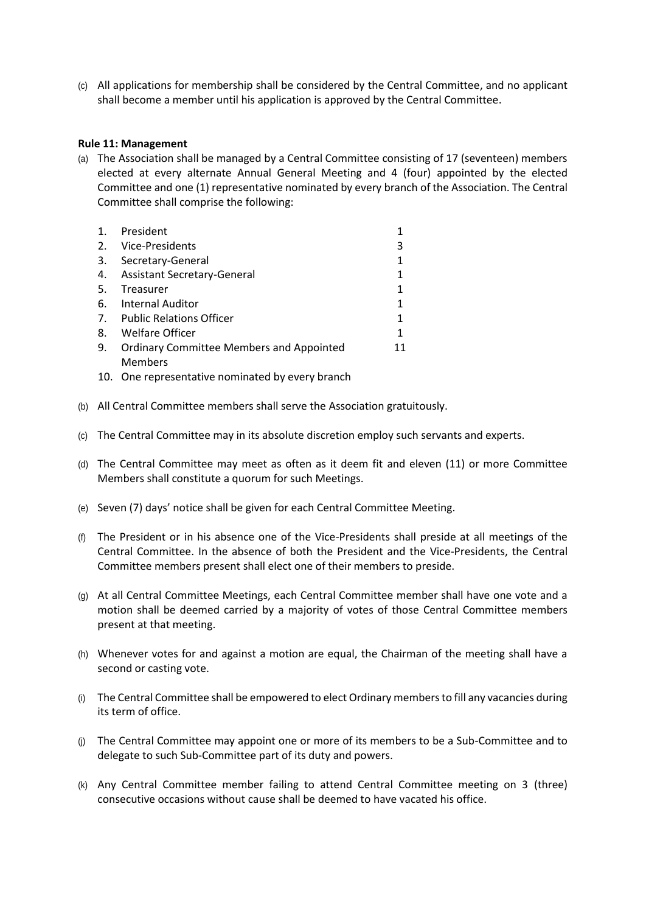(c) All applications for membership shall be considered by the Central Committee, and no applicant shall become a member until his application is approved by the Central Committee.

**Rule 11: Management**

(a) The Association shall be managed by a Central Committee consisting of 17 (seventeen) members elected at every alternate Annual General Meeting and 4 (four) appointed by the elected Committee and one (1) representative nominated by every branch of the Association. The Central Committee shall comprise the following:

| | | |
|---|---|---|
| 1. | President | 1 |
| 2. | Vice-Presidents | 3 |
| 3. | Secretary-General | 1 |
| 4. | Assistant Secretary-General | 1 |
| 5. | Treasurer | 1 |
| 6. | Internal Auditor | 1 |
| 7. | Public Relations Officer | 1 |
| 8. | Welfare Officer | 1 |
| 9. | Ordinary Committee Members and Appointed Members | 11 |
| 10. | One representative nominated by every branch | |

(b) All Central Committee members shall serve the Association gratuitously.

(c) The Central Committee may in its absolute discretion employ such servants and experts.

(d) The Central Committee may meet as often as it deem fit and eleven (11) or more Committee Members shall constitute a quorum for such Meetings.

(e) Seven (7) days' notice shall be given for each Central Committee Meeting.

(f) The President or in his absence one of the Vice-Presidents shall preside at all meetings of the Central Committee. In the absence of both the President and the Vice-Presidents, the Central Committee members present shall elect one of their members to preside.

(g) At all Central Committee Meetings, each Central Committee member shall have one vote and a motion shall be deemed carried by a majority of votes of those Central Committee members present at that meeting.

(h) Whenever votes for and against a motion are equal, the Chairman of the meeting shall have a second or casting vote.

(i) The Central Committee shall be empowered to elect Ordinary members to fill any vacancies during its term of office.

(j) The Central Committee may appoint one or more of its members to be a Sub-Committee and to delegate to such Sub-Committee part of its duty and powers.

(k) Any Central Committee member failing to attend Central Committee meeting on 3 (three) consecutive occasions without cause shall be deemed to have vacated his office.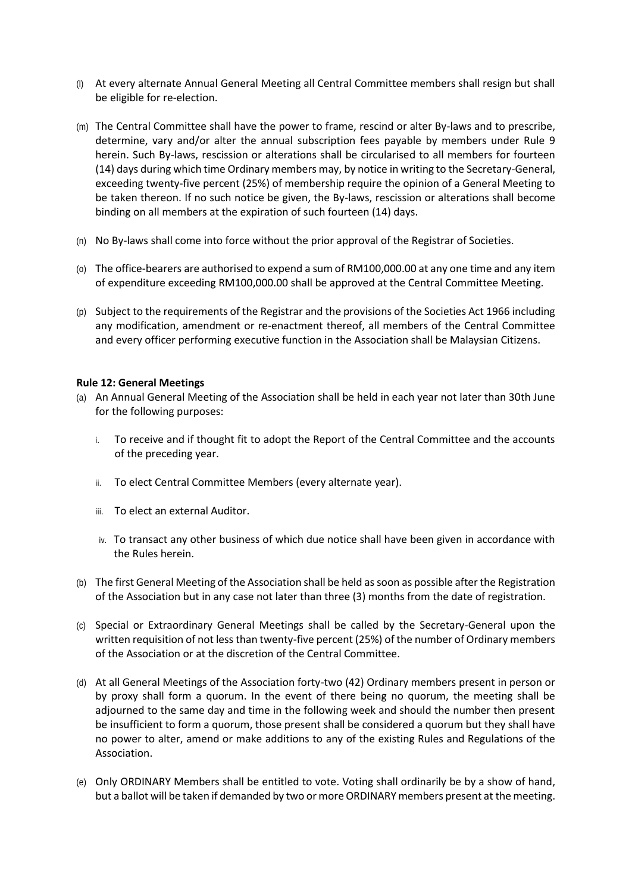(l) At every alternate Annual General Meeting all Central Committee members shall resign but shall be eligible for re-election.

(m) The Central Committee shall have the power to frame, rescind or alter By-laws and to prescribe, determine, vary and/or alter the annual subscription fees payable by members under Rule 9 herein. Such By-laws, rescission or alterations shall be circularised to all members for fourteen (14) days during which time Ordinary members may, by notice in writing to the Secretary-General, exceeding twenty-five percent (25%) of membership require the opinion of a General Meeting to be taken thereon. If no such notice be given, the By-laws, rescission or alterations shall become binding on all members at the expiration of such fourteen (14) days.

(n) No By-laws shall come into force without the prior approval of the Registrar of Societies.

(o) The office-bearers are authorised to expend a sum of RM100,000.00 at any one time and any item of expenditure exceeding RM100,000.00 shall be approved at the Central Committee Meeting.

(p) Subject to the requirements of the Registrar and the provisions of the Societies Act 1966 including any modification, amendment or re-enactment thereof, all members of the Central Committee and every officer performing executive function in the Association shall be Malaysian Citizens.

**Rule 12: General Meetings**

(a) An Annual General Meeting of the Association shall be held in each year not later than 30th June for the following purposes:

   i. To receive and if thought fit to adopt the Report of the Central Committee and the accounts of the preceding year.

   ii. To elect Central Committee Members (every alternate year).

   iii. To elect an external Auditor.

   iv. To transact any other business of which due notice shall have been given in accordance with the Rules herein.

(b) The first General Meeting of the Association shall be held as soon as possible after the Registration of the Association but in any case not later than three (3) months from the date of registration.

(c) Special or Extraordinary General Meetings shall be called by the Secretary-General upon the written requisition of not less than twenty-five percent (25%) of the number of Ordinary members of the Association or at the discretion of the Central Committee.

(d) At all General Meetings of the Association forty-two (42) Ordinary members present in person or by proxy shall form a quorum. In the event of there being no quorum, the meeting shall be adjourned to the same day and time in the following week and should the number then present be insufficient to form a quorum, those present shall be considered a quorum but they shall have no power to alter, amend or make additions to any of the existing Rules and Regulations of the Association.

(e) Only ORDINARY Members shall be entitled to vote. Voting shall ordinarily be by a show of hand, but a ballot will be taken if demanded by two or more ORDINARY members present at the meeting.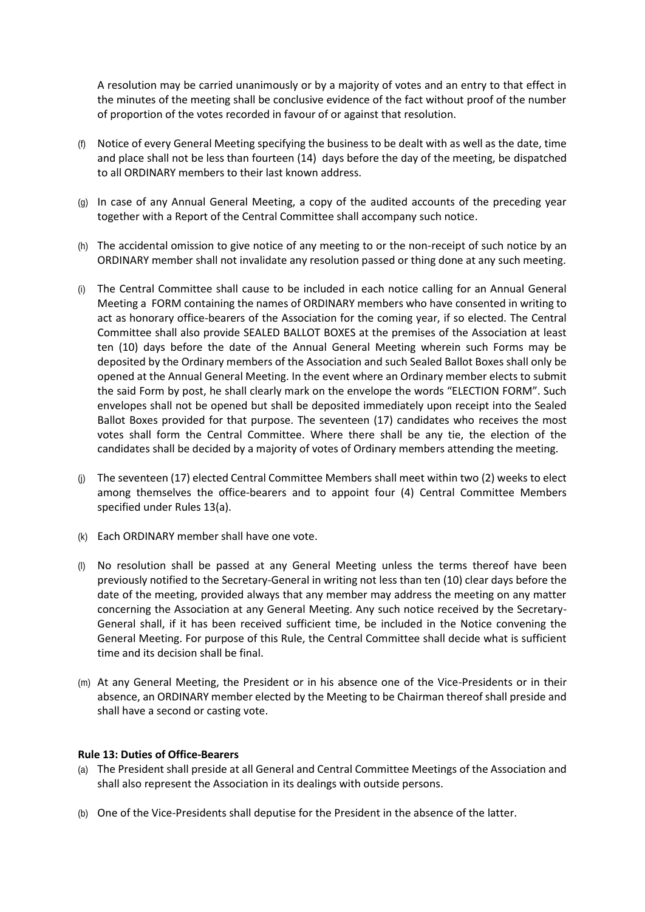A resolution may be carried unanimously or by a majority of votes and an entry to that effect in the minutes of the meeting shall be conclusive evidence of the fact without proof of the number of proportion of the votes recorded in favour of or against that resolution.

(f) Notice of every General Meeting specifying the business to be dealt with as well as the date, time and place shall not be less than fourteen (14) days before the day of the meeting, be dispatched to all ORDINARY members to their last known address.

(g) In case of any Annual General Meeting, a copy of the audited accounts of the preceding year together with a Report of the Central Committee shall accompany such notice.

(h) The accidental omission to give notice of any meeting to or the non-receipt of such notice by an ORDINARY member shall not invalidate any resolution passed or thing done at any such meeting.

(i) The Central Committee shall cause to be included in each notice calling for an Annual General Meeting a FORM containing the names of ORDINARY members who have consented in writing to act as honorary office-bearers of the Association for the coming year, if so elected. The Central Committee shall also provide SEALED BALLOT BOXES at the premises of the Association at least ten (10) days before the date of the Annual General Meeting wherein such Forms may be deposited by the Ordinary members of the Association and such Sealed Ballot Boxes shall only be opened at the Annual General Meeting. In the event where an Ordinary member elects to submit the said Form by post, he shall clearly mark on the envelope the words "ELECTION FORM". Such envelopes shall not be opened but shall be deposited immediately upon receipt into the Sealed Ballot Boxes provided for that purpose. The seventeen (17) candidates who receives the most votes shall form the Central Committee. Where there shall be any tie, the election of the candidates shall be decided by a majority of votes of Ordinary members attending the meeting.

(j) The seventeen (17) elected Central Committee Members shall meet within two (2) weeks to elect among themselves the office-bearers and to appoint four (4) Central Committee Members specified under Rules 13(a).

(k) Each ORDINARY member shall have one vote.

(l) No resolution shall be passed at any General Meeting unless the terms thereof have been previously notified to the Secretary-General in writing not less than ten (10) clear days before the date of the meeting, provided always that any member may address the meeting on any matter concerning the Association at any General Meeting. Any such notice received by the Secretary-General shall, if it has been received sufficient time, be included in the Notice convening the General Meeting. For purpose of this Rule, the Central Committee shall decide what is sufficient time and its decision shall be final.

(m) At any General Meeting, the President or in his absence one of the Vice-Presidents or in their absence, an ORDINARY member elected by the Meeting to be Chairman thereof shall preside and shall have a second or casting vote.

**Rule 13: Duties of Office-Bearers**

(a) The President shall preside at all General and Central Committee Meetings of the Association and shall also represent the Association in its dealings with outside persons.

(b) One of the Vice-Presidents shall deputise for the President in the absence of the latter.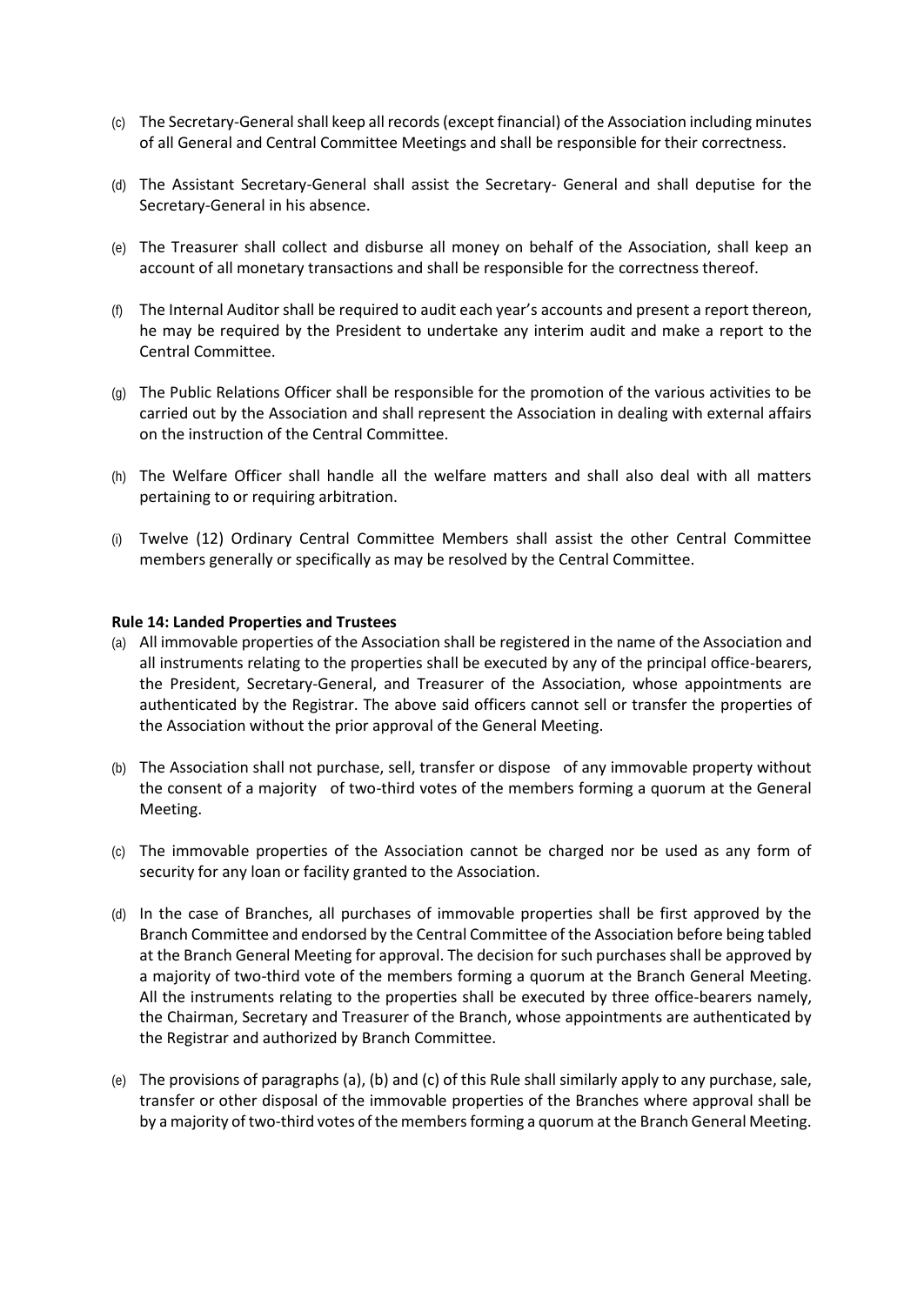(c) The Secretary-General shall keep all records (except financial) of the Association including minutes of all General and Central Committee Meetings and shall be responsible for their correctness.

(d) The Assistant Secretary-General shall assist the Secretary- General and shall deputise for the Secretary-General in his absence.

(e) The Treasurer shall collect and disburse all money on behalf of the Association, shall keep an account of all monetary transactions and shall be responsible for the correctness thereof.

(f) The Internal Auditor shall be required to audit each year's accounts and present a report thereon, he may be required by the President to undertake any interim audit and make a report to the Central Committee.

(g) The Public Relations Officer shall be responsible for the promotion of the various activities to be carried out by the Association and shall represent the Association in dealing with external affairs on the instruction of the Central Committee.

(h) The Welfare Officer shall handle all the welfare matters and shall also deal with all matters pertaining to or requiring arbitration.

(i) Twelve (12) Ordinary Central Committee Members shall assist the other Central Committee members generally or specifically as may be resolved by the Central Committee.

**Rule 14: Landed Properties and Trustees**

(a) All immovable properties of the Association shall be registered in the name of the Association and all instruments relating to the properties shall be executed by any of the principal office-bearers, the President, Secretary-General, and Treasurer of the Association, whose appointments are authenticated by the Registrar. The above said officers cannot sell or transfer the properties of the Association without the prior approval of the General Meeting.

(b) The Association shall not purchase, sell, transfer or dispose of any immovable property without the consent of a majority of two-third votes of the members forming a quorum at the General Meeting.

(c) The immovable properties of the Association cannot be charged nor be used as any form of security for any loan or facility granted to the Association.

(d) In the case of Branches, all purchases of immovable properties shall be first approved by the Branch Committee and endorsed by the Central Committee of the Association before being tabled at the Branch General Meeting for approval. The decision for such purchases shall be approved by a majority of two-third vote of the members forming a quorum at the Branch General Meeting. All the instruments relating to the properties shall be executed by three office-bearers namely, the Chairman, Secretary and Treasurer of the Branch, whose appointments are authenticated by the Registrar and authorized by Branch Committee.

(e) The provisions of paragraphs (a), (b) and (c) of this Rule shall similarly apply to any purchase, sale, transfer or other disposal of the immovable properties of the Branches where approval shall be by a majority of two-third votes of the members forming a quorum at the Branch General Meeting.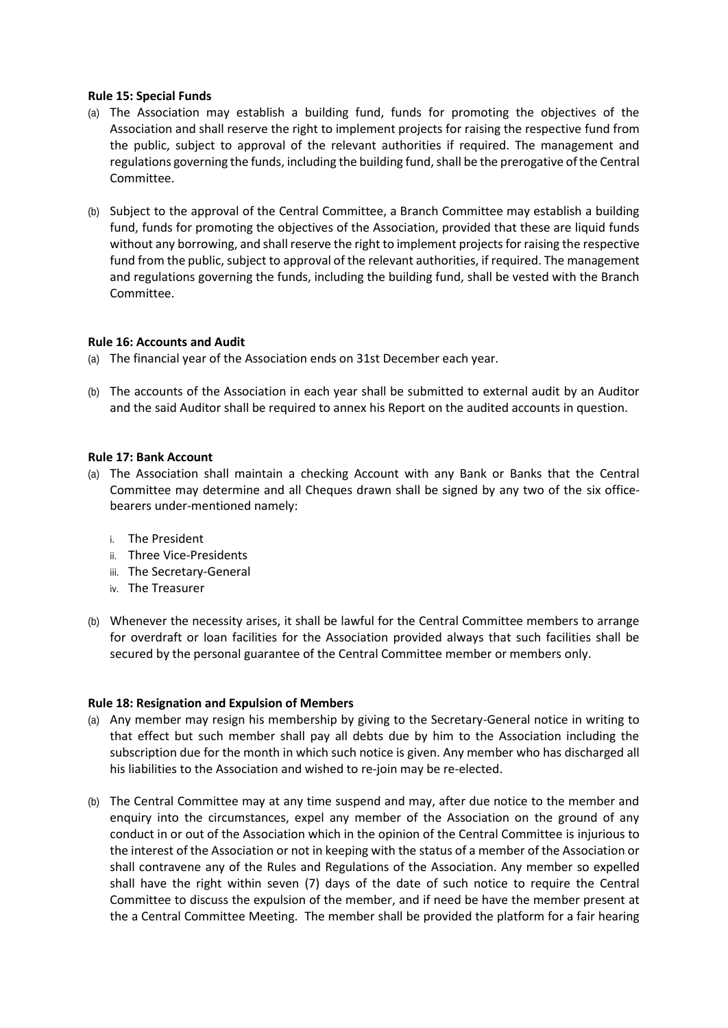**Rule 15: Special Funds**

(a) The Association may establish a building fund, funds for promoting the objectives of the Association and shall reserve the right to implement projects for raising the respective fund from the public, subject to approval of the relevant authorities if required. The management and regulations governing the funds, including the building fund, shall be the prerogative of the Central Committee.

(b) Subject to the approval of the Central Committee, a Branch Committee may establish a building fund, funds for promoting the objectives of the Association, provided that these are liquid funds without any borrowing, and shall reserve the right to implement projects for raising the respective fund from the public, subject to approval of the relevant authorities, if required. The management and regulations governing the funds, including the building fund, shall be vested with the Branch Committee.

**Rule 16: Accounts and Audit**

(a) The financial year of the Association ends on 31st December each year.

(b) The accounts of the Association in each year shall be submitted to external audit by an Auditor and the said Auditor shall be required to annex his Report on the audited accounts in question.

**Rule 17: Bank Account**

(a) The Association shall maintain a checking Account with any Bank or Banks that the Central Committee may determine and all Cheques drawn shall be signed by any two of the six office-bearers under-mentioned namely:

   i. The President
   ii. Three Vice-Presidents
   iii. The Secretary-General
   iv. The Treasurer

(b) Whenever the necessity arises, it shall be lawful for the Central Committee members to arrange for overdraft or loan facilities for the Association provided always that such facilities shall be secured by the personal guarantee of the Central Committee member or members only.

**Rule 18: Resignation and Expulsion of Members**

(a) Any member may resign his membership by giving to the Secretary-General notice in writing to that effect but such member shall pay all debts due by him to the Association including the subscription due for the month in which such notice is given. Any member who has discharged all his liabilities to the Association and wished to re-join may be re-elected.

(b) The Central Committee may at any time suspend and may, after due notice to the member and enquiry into the circumstances, expel any member of the Association on the ground of any conduct in or out of the Association which in the opinion of the Central Committee is injurious to the interest of the Association or not in keeping with the status of a member of the Association or shall contravene any of the Rules and Regulations of the Association. Any member so expelled shall have the right within seven (7) days of the date of such notice to require the Central Committee to discuss the expulsion of the member, and if need be have the member present at the a Central Committee Meeting. The member shall be provided the platform for a fair hearing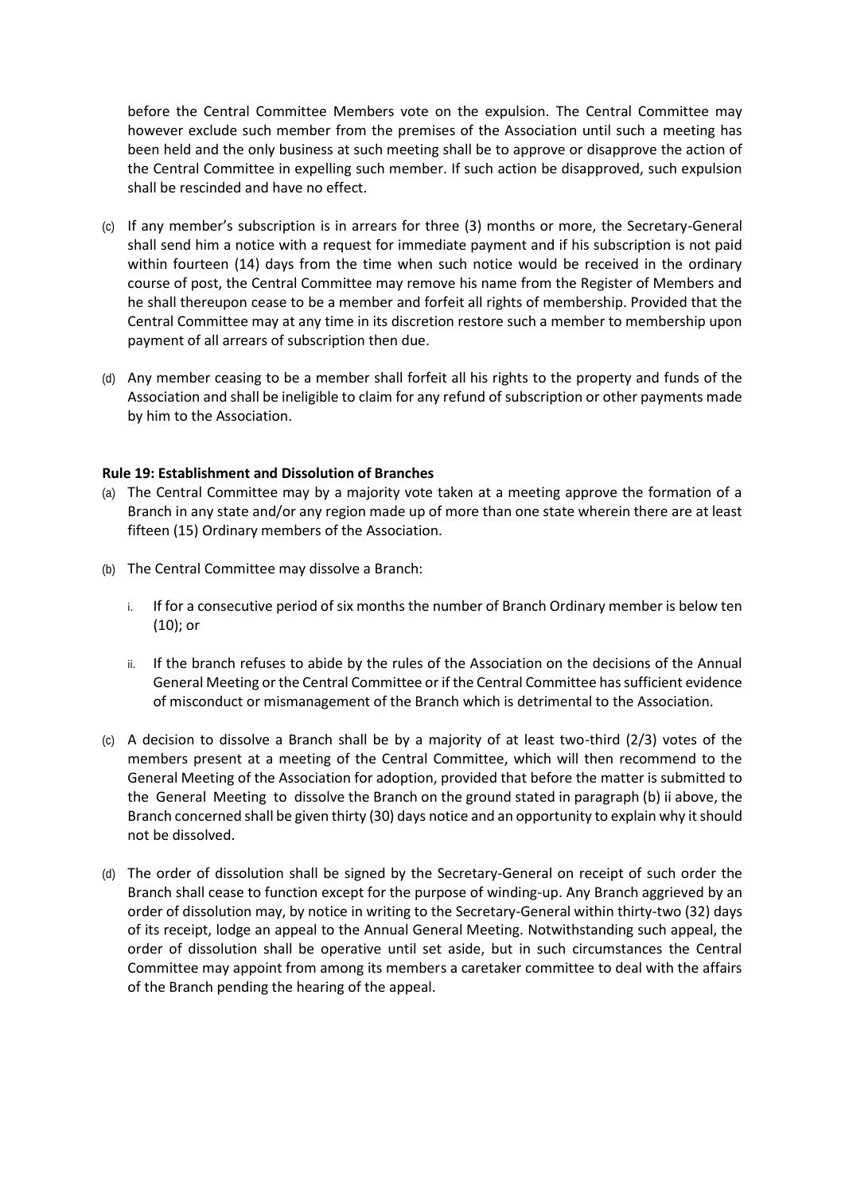before the Central Committee Members vote on the expulsion. The Central Committee may however exclude such member from the premises of the Association until such a meeting has been held and the only business at such meeting shall be to approve or disapprove the action of the Central Committee in expelling such member. If such action be disapproved, such expulsion shall be rescinded and have no effect.

(c) If any member's subscription is in arrears for three (3) months or more, the Secretary-General shall send him a notice with a request for immediate payment and if his subscription is not paid within fourteen (14) days from the time when such notice would be received in the ordinary course of post, the Central Committee may remove his name from the Register of Members and he shall thereupon cease to be a member and forfeit all rights of membership. Provided that the Central Committee may at any time in its discretion restore such a member to membership upon payment of all arrears of subscription then due.

(d) Any member ceasing to be a member shall forfeit all his rights to the property and funds of the Association and shall be ineligible to claim for any refund of subscription or other payments made by him to the Association.

**Rule 19: Establishment and Dissolution of Branches**

(a) The Central Committee may by a majority vote taken at a meeting approve the formation of a Branch in any state and/or any region made up of more than one state wherein there are at least fifteen (15) Ordinary members of the Association.

(b) The Central Committee may dissolve a Branch:

   i. If for a consecutive period of six months the number of Branch Ordinary member is below ten (10); or

   ii. If the branch refuses to abide by the rules of the Association on the decisions of the Annual General Meeting or the Central Committee or if the Central Committee has sufficient evidence of misconduct or mismanagement of the Branch which is detrimental to the Association.

(c) A decision to dissolve a Branch shall be by a majority of at least two-third (2/3) votes of the members present at a meeting of the Central Committee, which will then recommend to the General Meeting of the Association for adoption, provided that before the matter is submitted to the General Meeting to dissolve the Branch on the ground stated in paragraph (b) ii above, the Branch concerned shall be given thirty (30) days notice and an opportunity to explain why it should not be dissolved.

(d) The order of dissolution shall be signed by the Secretary-General on receipt of such order the Branch shall cease to function except for the purpose of winding-up. Any Branch aggrieved by an order of dissolution may, by notice in writing to the Secretary-General within thirty-two (32) days of its receipt, lodge an appeal to the Annual General Meeting. Notwithstanding such appeal, the order of dissolution shall be operative until set aside, but in such circumstances the Central Committee may appoint from among its members a caretaker committee to deal with the affairs of the Branch pending the hearing of the appeal.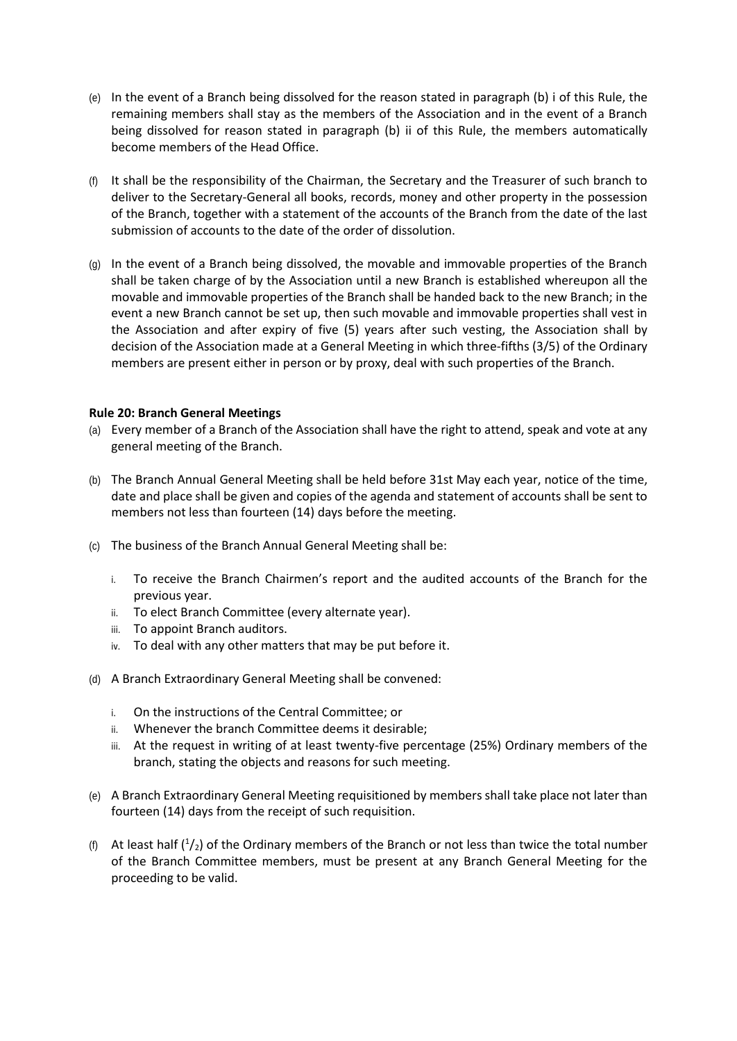(e) In the event of a Branch being dissolved for the reason stated in paragraph (b) i of this Rule, the remaining members shall stay as the members of the Association and in the event of a Branch being dissolved for reason stated in paragraph (b) ii of this Rule, the members automatically become members of the Head Office.

(f) It shall be the responsibility of the Chairman, the Secretary and the Treasurer of such branch to deliver to the Secretary-General all books, records, money and other property in the possession of the Branch, together with a statement of the accounts of the Branch from the date of the last submission of accounts to the date of the order of dissolution.

(g) In the event of a Branch being dissolved, the movable and immovable properties of the Branch shall be taken charge of by the Association until a new Branch is established whereupon all the movable and immovable properties of the Branch shall be handed back to the new Branch; in the event a new Branch cannot be set up, then such movable and immovable properties shall vest in the Association and after expiry of five (5) years after such vesting, the Association shall by decision of the Association made at a General Meeting in which three-fifths (3/5) of the Ordinary members are present either in person or by proxy, deal with such properties of the Branch.

**Rule 20: Branch General Meetings**

(a) Every member of a Branch of the Association shall have the right to attend, speak and vote at any general meeting of the Branch.

(b) The Branch Annual General Meeting shall be held before 31st May each year, notice of the time, date and place shall be given and copies of the agenda and statement of accounts shall be sent to members not less than fourteen (14) days before the meeting.

(c) The business of the Branch Annual General Meeting shall be:

   i. To receive the Branch Chairmen's report and the audited accounts of the Branch for the previous year.
   ii. To elect Branch Committee (every alternate year).
   iii. To appoint Branch auditors.
   iv. To deal with any other matters that may be put before it.

(d) A Branch Extraordinary General Meeting shall be convened:

   i. On the instructions of the Central Committee; or
   ii. Whenever the branch Committee deems it desirable;
   iii. At the request in writing of at least twenty-five percentage (25%) Ordinary members of the branch, stating the objects and reasons for such meeting.

(e) A Branch Extraordinary General Meeting requisitioned by members shall take place not later than fourteen (14) days from the receipt of such requisition.

(f) At least half ($^1/_2$) of the Ordinary members of the Branch or not less than twice the total number of the Branch Committee members, must be present at any Branch General Meeting for the proceeding to be valid.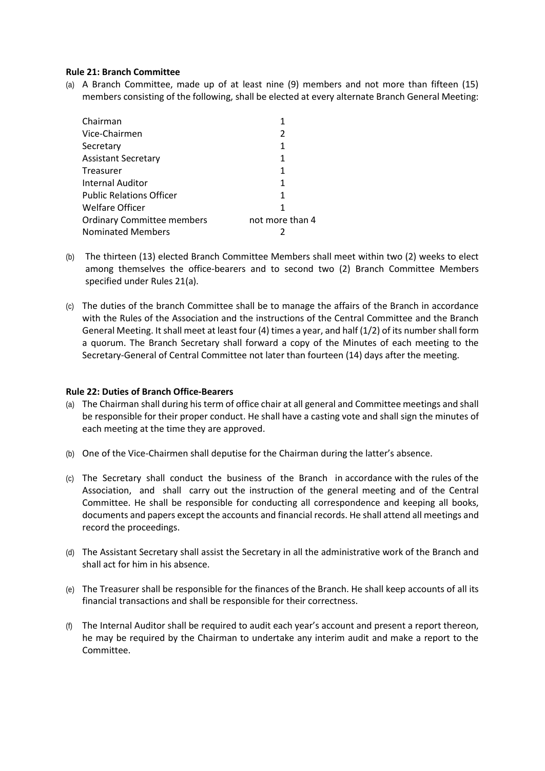**Rule 21: Branch Committee**

(a) A Branch Committee, made up of at least nine (9) members and not more than fifteen (15) members consisting of the following, shall be elected at every alternate Branch General Meeting:

| | |
|---|---|
| Chairman | 1 |
| Vice-Chairmen | 2 |
| Secretary | 1 |
| Assistant Secretary | 1 |
| Treasurer | 1 |
| Internal Auditor | 1 |
| Public Relations Officer | 1 |
| Welfare Officer | 1 |
| Ordinary Committee members | not more than 4 |
| Nominated Members | 2 |

(b) The thirteen (13) elected Branch Committee Members shall meet within two (2) weeks to elect among themselves the office-bearers and to second two (2) Branch Committee Members specified under Rules 21(a).

(c) The duties of the branch Committee shall be to manage the affairs of the Branch in accordance with the Rules of the Association and the instructions of the Central Committee and the Branch General Meeting. It shall meet at least four (4) times a year, and half (1/2) of its number shall form a quorum. The Branch Secretary shall forward a copy of the Minutes of each meeting to the Secretary-General of Central Committee not later than fourteen (14) days after the meeting.

**Rule 22: Duties of Branch Office-Bearers**

(a) The Chairman shall during his term of office chair at all general and Committee meetings and shall be responsible for their proper conduct. He shall have a casting vote and shall sign the minutes of each meeting at the time they are approved.

(b) One of the Vice-Chairmen shall deputise for the Chairman during the latter's absence.

(c) The Secretary shall conduct the business of the Branch in accordance with the rules of the Association, and shall carry out the instruction of the general meeting and of the Central Committee. He shall be responsible for conducting all correspondence and keeping all books, documents and papers except the accounts and financial records. He shall attend all meetings and record the proceedings.

(d) The Assistant Secretary shall assist the Secretary in all the administrative work of the Branch and shall act for him in his absence.

(e) The Treasurer shall be responsible for the finances of the Branch. He shall keep accounts of all its financial transactions and shall be responsible for their correctness.

(f) The Internal Auditor shall be required to audit each year's account and present a report thereon, he may be required by the Chairman to undertake any interim audit and make a report to the Committee.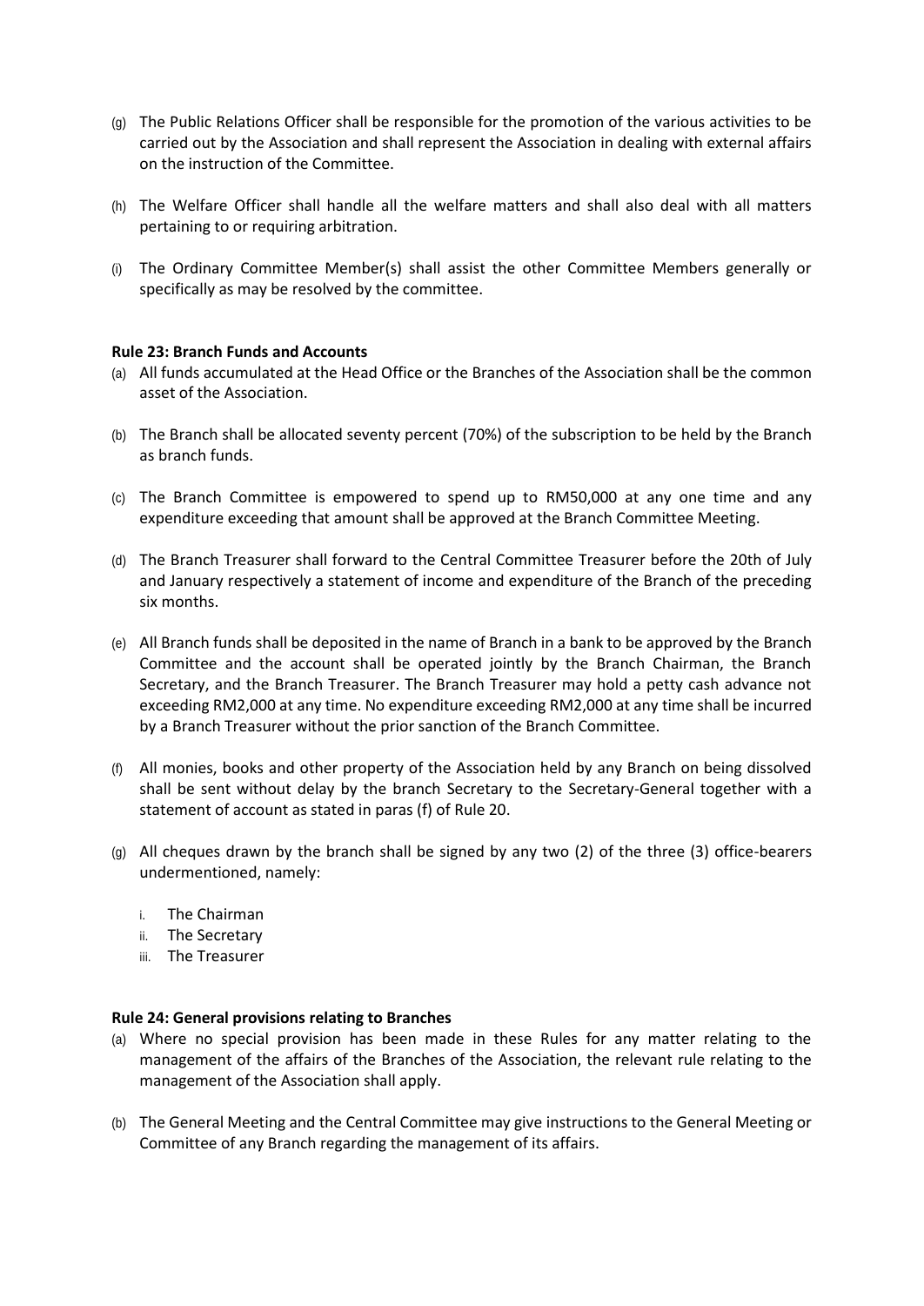(g) The Public Relations Officer shall be responsible for the promotion of the various activities to be carried out by the Association and shall represent the Association in dealing with external affairs on the instruction of the Committee.

(h) The Welfare Officer shall handle all the welfare matters and shall also deal with all matters pertaining to or requiring arbitration.

(i) The Ordinary Committee Member(s) shall assist the other Committee Members generally or specifically as may be resolved by the committee.

**Rule 23: Branch Funds and Accounts**

(a) All funds accumulated at the Head Office or the Branches of the Association shall be the common asset of the Association.

(b) The Branch shall be allocated seventy percent (70%) of the subscription to be held by the Branch as branch funds.

(c) The Branch Committee is empowered to spend up to RM50,000 at any one time and any expenditure exceeding that amount shall be approved at the Branch Committee Meeting.

(d) The Branch Treasurer shall forward to the Central Committee Treasurer before the 20th of July and January respectively a statement of income and expenditure of the Branch of the preceding six months.

(e) All Branch funds shall be deposited in the name of Branch in a bank to be approved by the Branch Committee and the account shall be operated jointly by the Branch Chairman, the Branch Secretary, and the Branch Treasurer. The Branch Treasurer may hold a petty cash advance not exceeding RM2,000 at any time. No expenditure exceeding RM2,000 at any time shall be incurred by a Branch Treasurer without the prior sanction of the Branch Committee.

(f) All monies, books and other property of the Association held by any Branch on being dissolved shall be sent without delay by the branch Secretary to the Secretary-General together with a statement of account as stated in paras (f) of Rule 20.

(g) All cheques drawn by the branch shall be signed by any two (2) of the three (3) office-bearers undermentioned, namely:

  i. The Chairman
  ii. The Secretary
  iii. The Treasurer

**Rule 24: General provisions relating to Branches**

(a) Where no special provision has been made in these Rules for any matter relating to the management of the affairs of the Branches of the Association, the relevant rule relating to the management of the Association shall apply.

(b) The General Meeting and the Central Committee may give instructions to the General Meeting or Committee of any Branch regarding the management of its affairs.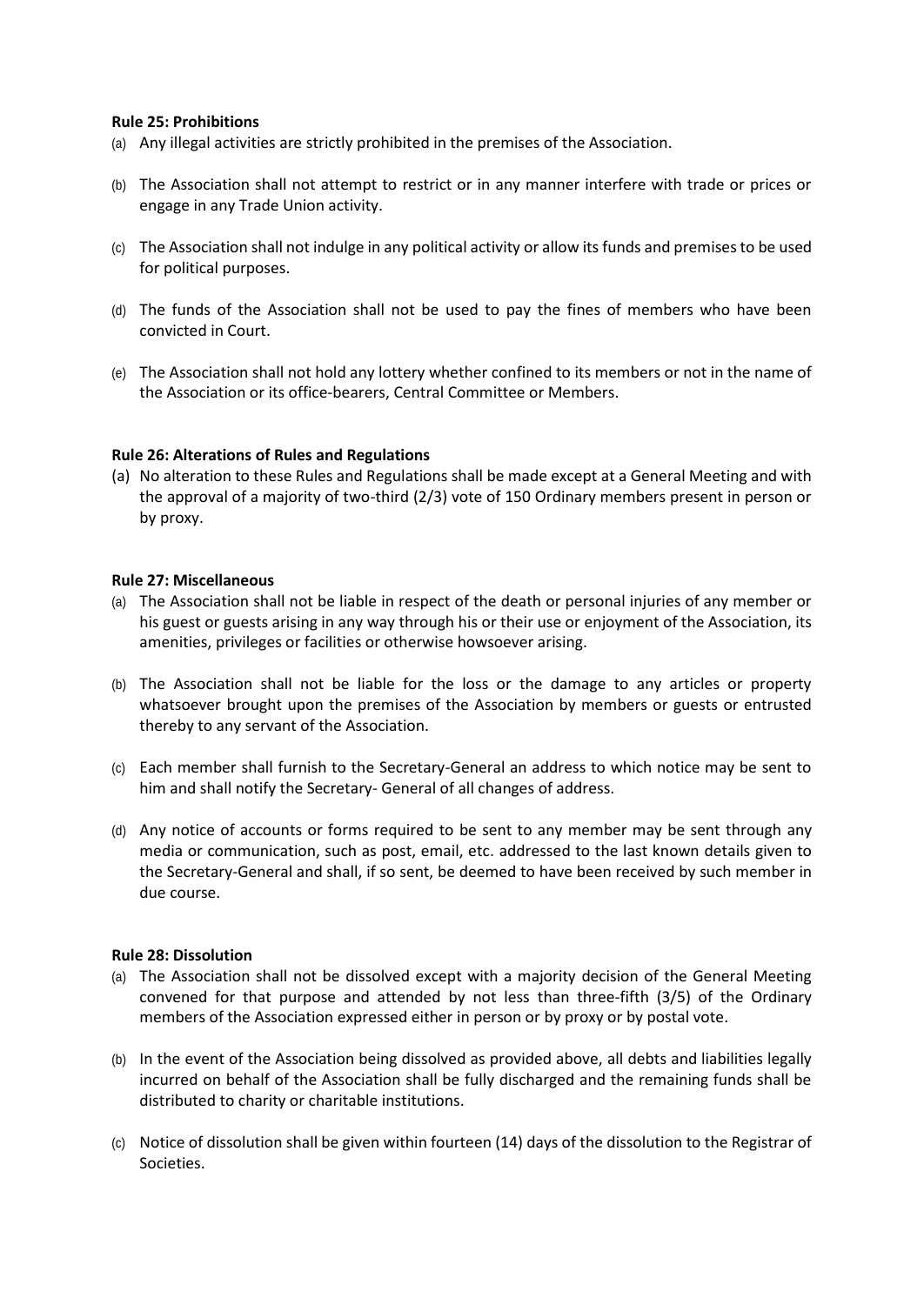**Rule 25: Prohibitions**

(a) Any illegal activities are strictly prohibited in the premises of the Association.

(b) The Association shall not attempt to restrict or in any manner interfere with trade or prices or engage in any Trade Union activity.

(c) The Association shall not indulge in any political activity or allow its funds and premises to be used for political purposes.

(d) The funds of the Association shall not be used to pay the fines of members who have been convicted in Court.

(e) The Association shall not hold any lottery whether confined to its members or not in the name of the Association or its office-bearers, Central Committee or Members.

**Rule 26: Alterations of Rules and Regulations**

(a) No alteration to these Rules and Regulations shall be made except at a General Meeting and with the approval of a majority of two-third (2/3) vote of 150 Ordinary members present in person or by proxy.

**Rule 27: Miscellaneous**

(a) The Association shall not be liable in respect of the death or personal injuries of any member or his guest or guests arising in any way through his or their use or enjoyment of the Association, its amenities, privileges or facilities or otherwise howsoever arising.

(b) The Association shall not be liable for the loss or the damage to any articles or property whatsoever brought upon the premises of the Association by members or guests or entrusted thereby to any servant of the Association.

(c) Each member shall furnish to the Secretary-General an address to which notice may be sent to him and shall notify the Secretary- General of all changes of address.

(d) Any notice of accounts or forms required to be sent to any member may be sent through any media or communication, such as post, email, etc. addressed to the last known details given to the Secretary-General and shall, if so sent, be deemed to have been received by such member in due course.

**Rule 28: Dissolution**

(a) The Association shall not be dissolved except with a majority decision of the General Meeting convened for that purpose and attended by not less than three-fifth (3/5) of the Ordinary members of the Association expressed either in person or by proxy or by postal vote.

(b) In the event of the Association being dissolved as provided above, all debts and liabilities legally incurred on behalf of the Association shall be fully discharged and the remaining funds shall be distributed to charity or charitable institutions.

(c) Notice of dissolution shall be given within fourteen (14) days of the dissolution to the Registrar of Societies.